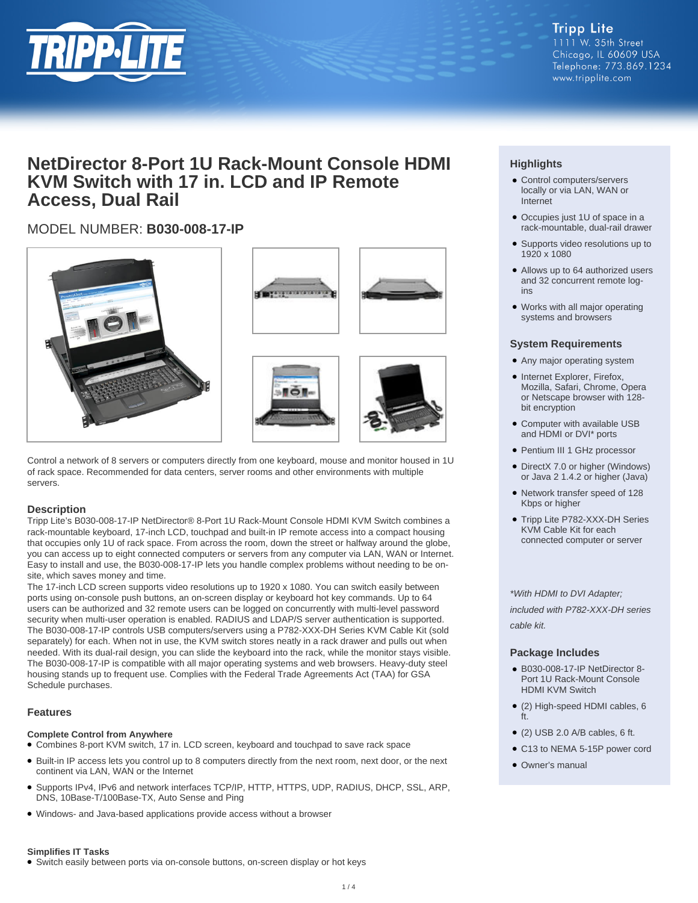Tripp Lite
1111 W. 35th Street
Chicago, IL 60609 USA
Telephone: 773.869.1234
www.tripplite.com

# NetDirector 8-Port 1U Rack-Mount Console HDMI KVM Switch with 17 in. LCD and IP Remote Access, Dual Rail

MODEL NUMBER: **B030-008-17-IP**

Control a network of 8 servers or computers directly from one keyboard, mouse and monitor housed in 1U of rack space. Recommended for data centers, server rooms and other environments with multiple servers.

## Description

Tripp Lite's B030-008-17-IP NetDirector® 8-Port 1U Rack-Mount Console HDMI KVM Switch combines a rack-mountable keyboard, 17-inch LCD, touchpad and built-in IP remote access into a compact housing that occupies only 1U of rack space. From across the room, down the street or halfway around the globe, you can access up to eight connected computers or servers from any computer via LAN, WAN or Internet. Easy to install and use, the B030-008-17-IP lets you handle complex problems without needing to be on-site, which saves money and time.

The 17-inch LCD screen supports video resolutions up to 1920 x 1080. You can switch easily between ports using on-console push buttons, an on-screen display or keyboard hot key commands. Up to 64 users can be authorized and 32 remote users can be logged on concurrently with multi-level password security when multi-user operation is enabled. RADIUS and LDAP/S server authentication is supported.

The B030-008-17-IP controls USB computers/servers using a P782-XXX-DH Series KVM Cable Kit (sold separately) for each. When not in use, the KVM switch stores neatly in a rack drawer and pulls out when needed. With its dual-rail design, you can slide the keyboard into the rack, while the monitor stays visible.

The B030-008-17-IP is compatible with all major operating systems and web browsers. Heavy-duty steel housing stands up to frequent use. Complies with the Federal Trade Agreements Act (TAA) for GSA Schedule purchases.

## Features

### Complete Control from Anywhere

- Combines 8-port KVM switch, 17 in. LCD screen, keyboard and touchpad to save rack space
- Built-in IP access lets you control up to 8 computers directly from the next room, next door, or the next continent via LAN, WAN or the Internet
- Supports IPv4, IPv6 and network interfaces TCP/IP, HTTP, HTTPS, UDP, RADIUS, DHCP, SSL, ARP, DNS, 10Base-T/100Base-TX, Auto Sense and Ping
- Windows- and Java-based applications provide access without a browser

### Simplifies IT Tasks

- Switch easily between ports via on-console buttons, on-screen display or hot keys

## Highlights

- Control computers/servers locally or via LAN, WAN or Internet
- Occupies just 1U of space in a rack-mountable, dual-rail drawer
- Supports video resolutions up to 1920 x 1080
- Allows up to 64 authorized users and 32 concurrent remote log-ins
- Works with all major operating systems and browsers

## System Requirements

- Any major operating system
- Internet Explorer, Firefox, Mozilla, Safari, Chrome, Opera or Netscape browser with 128-bit encryption
- Computer with available USB and HDMI or DVI* ports
- Pentium III 1 GHz processor
- DirectX 7.0 or higher (Windows) or Java 2 1.4.2 or higher (Java)
- Network transfer speed of 128 Kbps or higher
- Tripp Lite P782-XXX-DH Series KVM Cable Kit for each connected computer or server

*\*With HDMI to DVI Adapter; included with P782-XXX-DH series cable kit.*

## Package Includes

- B030-008-17-IP NetDirector 8-Port 1U Rack-Mount Console HDMI KVM Switch
- (2) High-speed HDMI cables, 6 ft.
- (2) USB 2.0 A/B cables, 6 ft.
- C13 to NEMA 5-15P power cord
- Owner's manual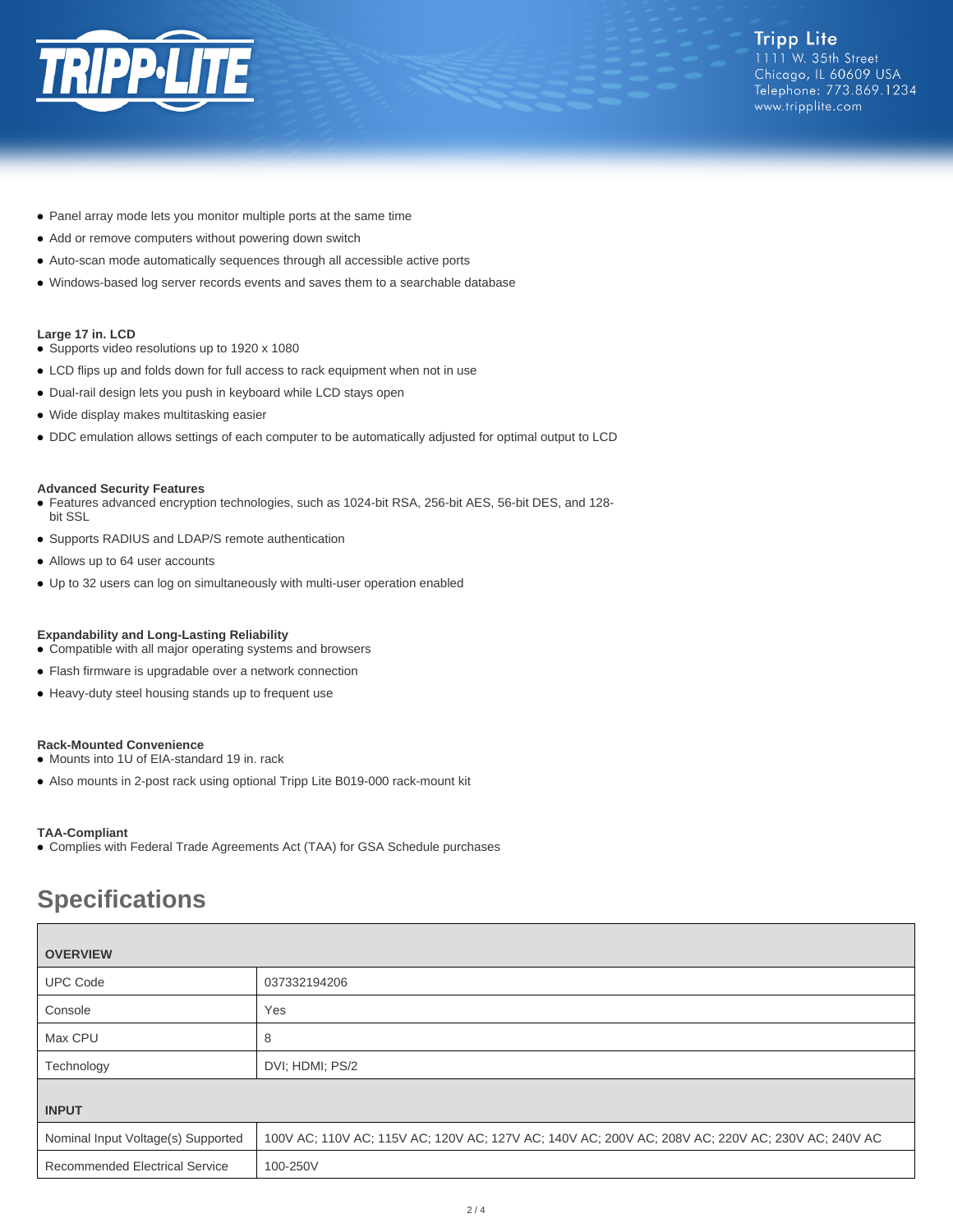- Panel array mode lets you monitor multiple ports at the same time
- Add or remove computers without powering down switch
- Auto-scan mode automatically sequences through all accessible active ports
- Windows-based log server records events and saves them to a searchable database

**Large 17 in. LCD**

- Supports video resolutions up to 1920 x 1080
- LCD flips up and folds down for full access to rack equipment when not in use
- Dual-rail design lets you push in keyboard while LCD stays open
- Wide display makes multitasking easier
- DDC emulation allows settings of each computer to be automatically adjusted for optimal output to LCD

**Advanced Security Features**

- Features advanced encryption technologies, such as 1024-bit RSA, 256-bit AES, 56-bit DES, and 128-bit SSL
- Supports RADIUS and LDAP/S remote authentication
- Allows up to 64 user accounts
- Up to 32 users can log on simultaneously with multi-user operation enabled

**Expandability and Long-Lasting Reliability**

- Compatible with all major operating systems and browsers
- Flash firmware is upgradable over a network connection
- Heavy-duty steel housing stands up to frequent use

**Rack-Mounted Convenience**

- Mounts into 1U of EIA-standard 19 in. rack
- Also mounts in 2-post rack using optional Tripp Lite B019-000 rack-mount kit

**TAA-Compliant**

- Complies with Federal Trade Agreements Act (TAA) for GSA Schedule purchases

## Specifications

| | |
|---|---|
| **OVERVIEW** | |
| UPC Code | 037332194206 |
| Console | Yes |
| Max CPU | 8 |
| Technology | DVI; HDMI; PS/2 |
| **INPUT** | |
| Nominal Input Voltage(s) Supported | 100V AC; 110V AC; 115V AC; 120V AC; 127V AC; 140V AC; 200V AC; 208V AC; 220V AC; 230V AC; 240V AC |
| Recommended Electrical Service | 100-250V |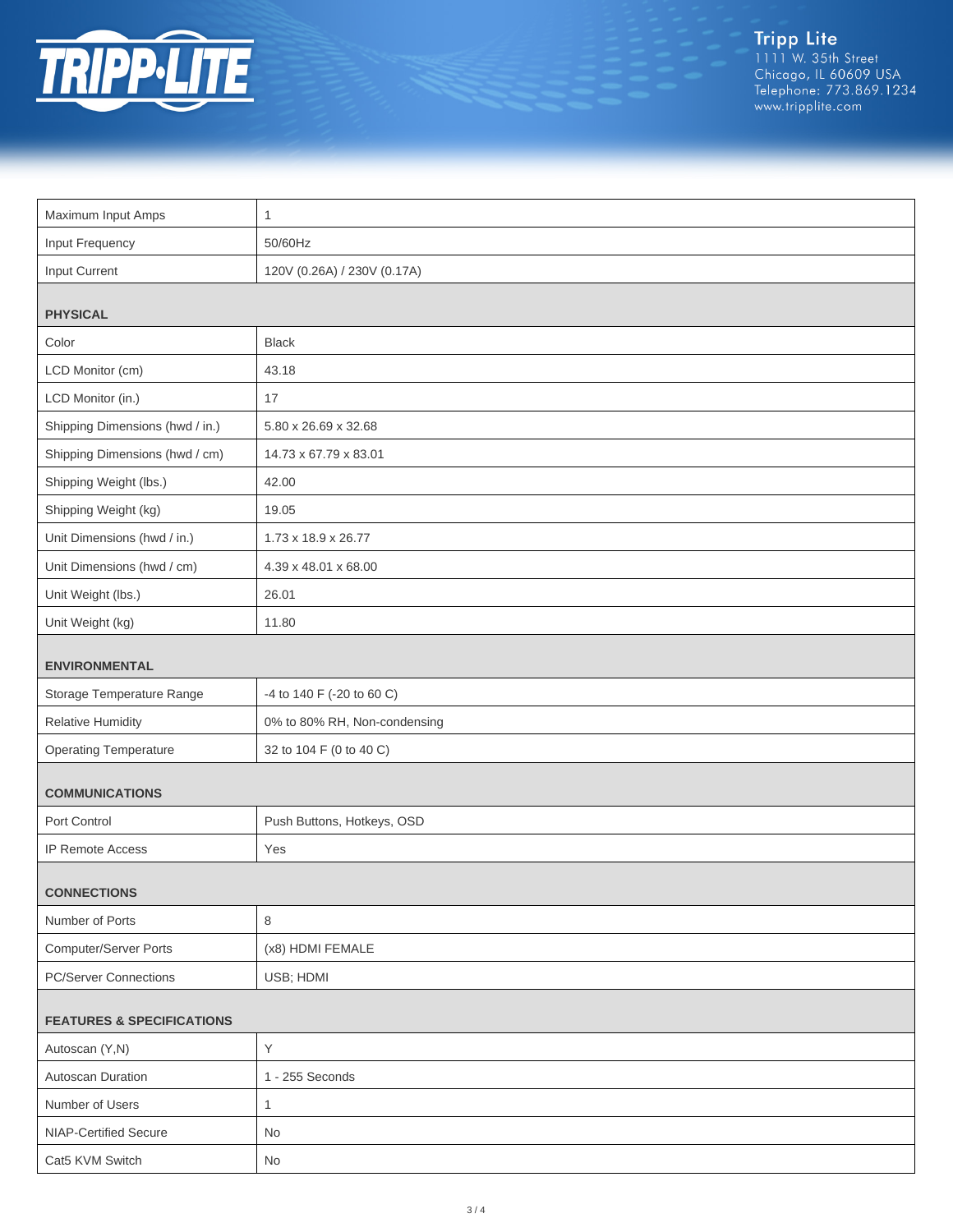| | |
|---|---|
| Maximum Input Amps | 1 |
| Input Frequency | 50/60Hz |
| Input Current | 120V (0.26A) / 230V (0.17A) |
| **PHYSICAL** | |
| Color | Black |
| LCD Monitor (cm) | 43.18 |
| LCD Monitor (in.) | 17 |
| Shipping Dimensions (hwd / in.) | 5.80 x 26.69 x 32.68 |
| Shipping Dimensions (hwd / cm) | 14.73 x 67.79 x 83.01 |
| Shipping Weight (lbs.) | 42.00 |
| Shipping Weight (kg) | 19.05 |
| Unit Dimensions (hwd / in.) | 1.73 x 18.9 x 26.77 |
| Unit Dimensions (hwd / cm) | 4.39 x 48.01 x 68.00 |
| Unit Weight (lbs.) | 26.01 |
| Unit Weight (kg) | 11.80 |
| **ENVIRONMENTAL** | |
| Storage Temperature Range | -4 to 140 F (-20 to 60 C) |
| Relative Humidity | 0% to 80% RH, Non-condensing |
| Operating Temperature | 32 to 104 F (0 to 40 C) |
| **COMMUNICATIONS** | |
| Port Control | Push Buttons, Hotkeys, OSD |
| IP Remote Access | Yes |
| **CONNECTIONS** | |
| Number of Ports | 8 |
| Computer/Server Ports | (x8) HDMI FEMALE |
| PC/Server Connections | USB; HDMI |
| **FEATURES & SPECIFICATIONS** | |
| Autoscan (Y,N) | Y |
| Autoscan Duration | 1 - 255 Seconds |
| Number of Users | 1 |
| NIAP-Certified Secure | No |
| Cat5 KVM Switch | No |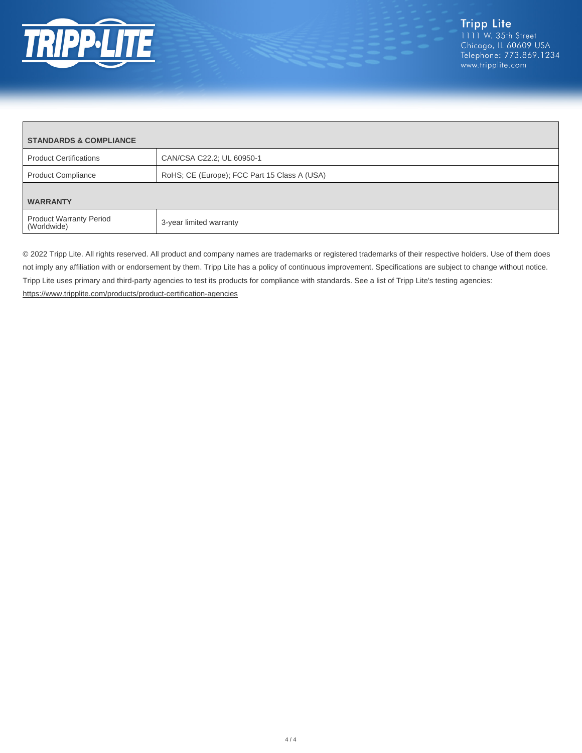Tripp Lite
1111 W. 35th Street
Chicago, IL 60609 USA
Telephone: 773.869.1234
www.tripplite.com

| | |
|---|---|
| **STANDARDS & COMPLIANCE** | |
| Product Certifications | CAN/CSA C22.2; UL 60950-1 |
| Product Compliance | RoHS; CE (Europe); FCC Part 15 Class A (USA) |
| **WARRANTY** | |
| Product Warranty Period (Worldwide) | 3-year limited warranty |

© 2022 Tripp Lite. All rights reserved. All product and company names are trademarks or registered trademarks of their respective holders. Use of them does not imply any affiliation with or endorsement by them. Tripp Lite has a policy of continuous improvement. Specifications are subject to change without notice. Tripp Lite uses primary and third-party agencies to test its products for compliance with standards. See a list of Tripp Lite's testing agencies: https://www.tripplite.com/products/product-certification-agencies